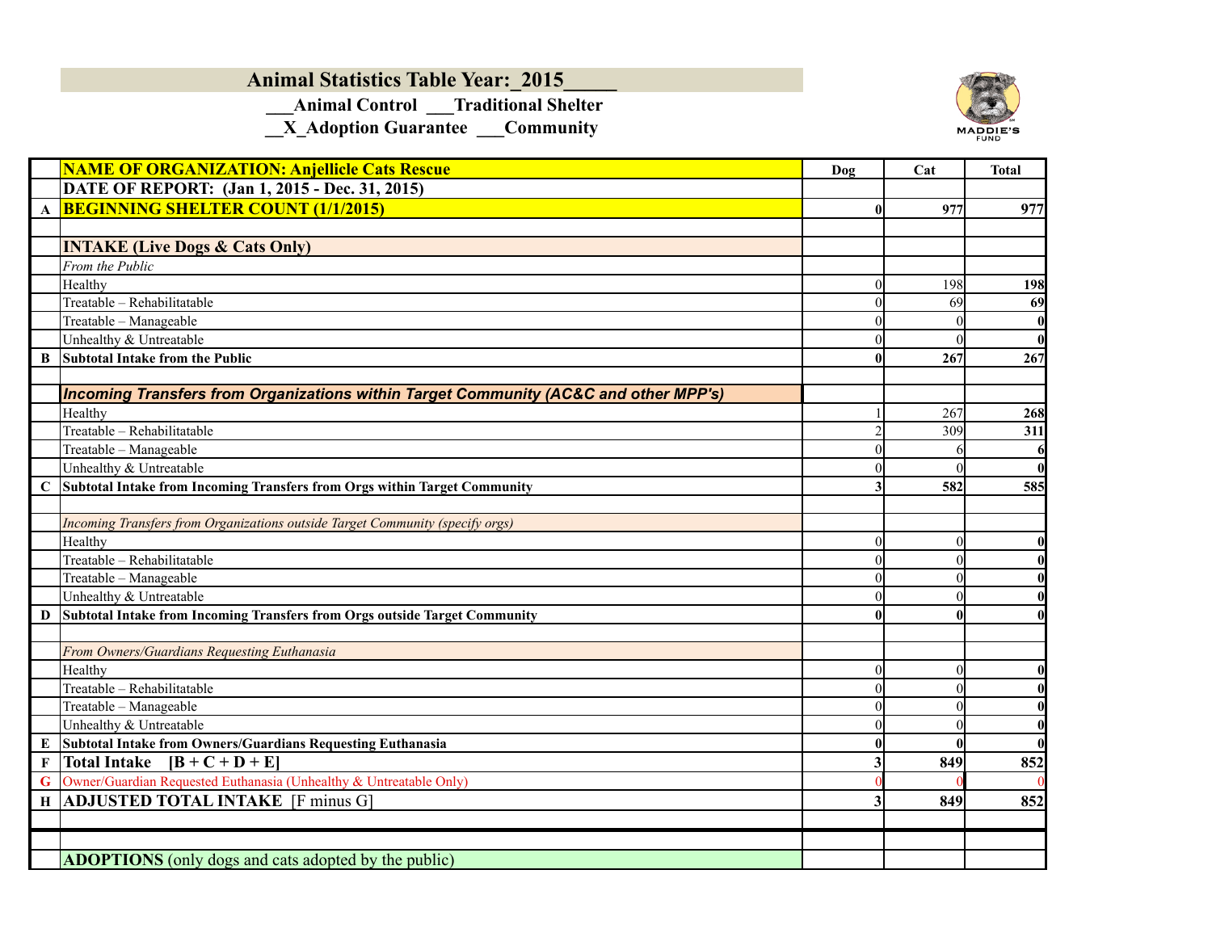# Animal Statistics Table Year:_2015_____

___Animal Control ___Traditional Shelter

__X_Adoption Guarantee ___Community

MADDIE'S FUND

| | NAME OF ORGANIZATION: Anjellicle Cats Rescue | Dog | Cat | Total |
|---|---|---|---|---|
| | DATE OF REPORT: (Jan 1, 2015 - Dec. 31, 2015) | | | |
| A | **BEGINNING SHELTER COUNT (1/1/2015)** | **0** | **977** | **977** |
| | | | | |
| | **INTAKE (Live Dogs & Cats Only)** | | | |
| | *From the Public* | | | |
| | Healthy | 0 | 198 | **198** |
| | Treatable – Rehabilitatable | 0 | 69 | **69** |
| | Treatable – Manageable | 0 | 0 | **0** |
| | Unhealthy & Untreatable | 0 | 0 | **0** |
| B | **Subtotal Intake from the Public** | **0** | **267** | **267** |
| | | | | |
| | ***Incoming Transfers from Organizations within Target Community (AC&C and other MPP's)*** | | | |
| | Healthy | 1 | 267 | **268** |
| | Treatable – Rehabilitatable | 2 | 309 | **311** |
| | Treatable – Manageable | 0 | 6 | **6** |
| | Unhealthy & Untreatable | 0 | 0 | **0** |
| C | **Subtotal Intake from Incoming Transfers from Orgs within Target Community** | **3** | **582** | **585** |
| | | | | |
| | *Incoming Transfers from Organizations outside Target Community (specify orgs)* | | | |
| | Healthy | 0 | 0 | **0** |
| | Treatable – Rehabilitatable | 0 | 0 | **0** |
| | Treatable – Manageable | 0 | 0 | **0** |
| | Unhealthy & Untreatable | 0 | 0 | **0** |
| D | **Subtotal Intake from Incoming Transfers from Orgs outside Target Community** | **0** | **0** | **0** |
| | | | | |
| | *From Owners/Guardians Requesting Euthanasia* | | | |
| | Healthy | 0 | 0 | **0** |
| | Treatable – Rehabilitatable | 0 | 0 | **0** |
| | Treatable – Manageable | 0 | 0 | **0** |
| | Unhealthy & Untreatable | 0 | 0 | **0** |
| E | **Subtotal Intake from Owners/Guardians Requesting Euthanasia** | **0** | **0** | **0** |
| F | **Total Intake [B + C + D + E]** | **3** | **849** | **852** |
| G | Owner/Guardian Requested Euthanasia (Unhealthy & Untreatable Only) | 0 | 0 | 0 |
| H | **ADJUSTED TOTAL INTAKE** [F minus G] | **3** | **849** | **852** |
| | | | | |
| | | | | |
| | **ADOPTIONS** (only dogs and cats adopted by the public) | | | |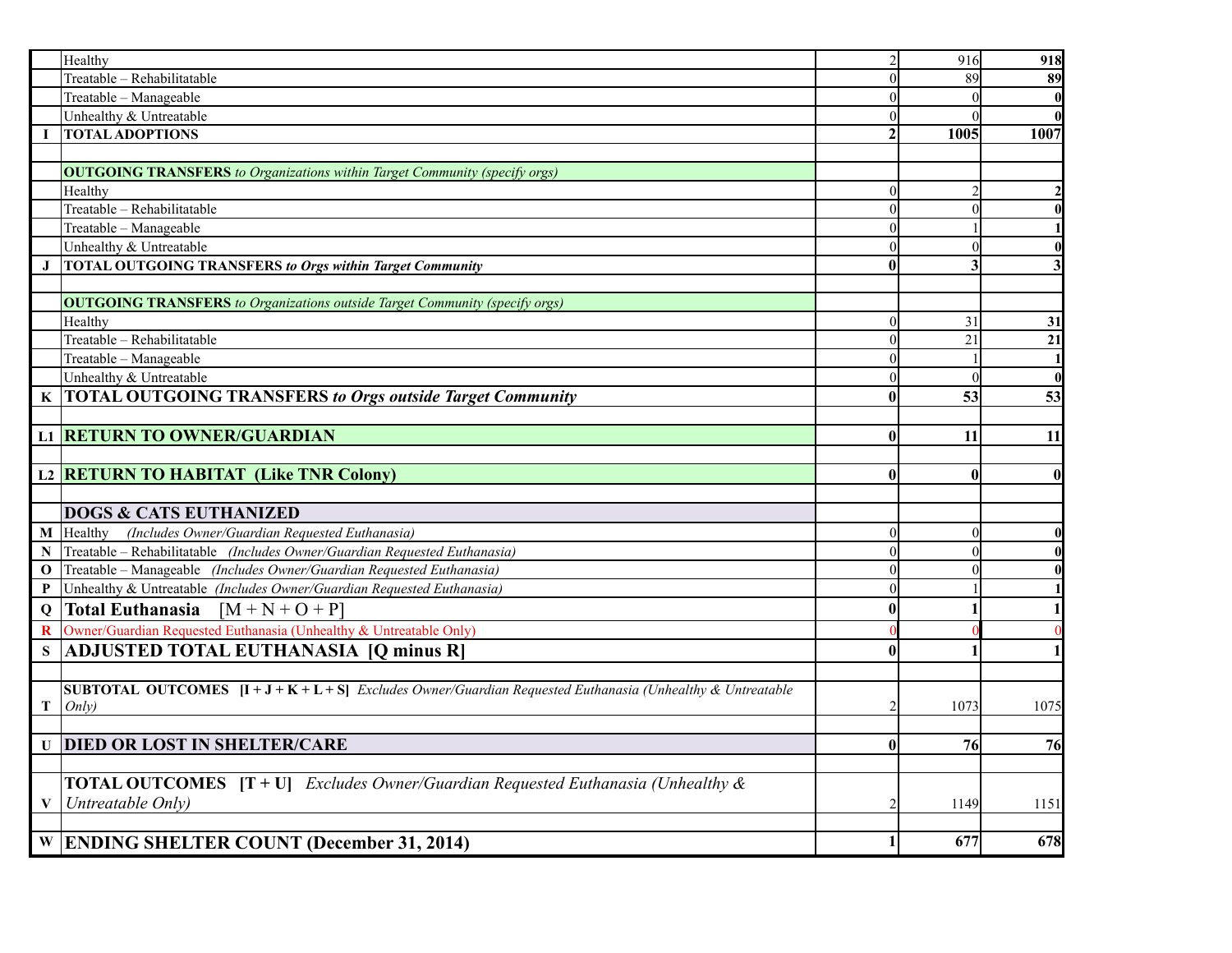| | | | | |
|---|---|---|---|---|
| | Healthy | 2 | 916 | **918** |
| | Treatable – Rehabilitatable | 0 | 89 | **89** |
| | Treatable – Manageable | 0 | 0 | **0** |
| | Unhealthy & Untreatable | 0 | 0 | **0** |
| **I** | **TOTAL ADOPTIONS** | **2** | **1005** | **1007** |
| | | | | |
| | **OUTGOING TRANSFERS** *to Organizations within Target Community (specify orgs)* | | | |
| | Healthy | 0 | 2 | **2** |
| | Treatable – Rehabilitatable | 0 | 0 | **0** |
| | Treatable – Manageable | 0 | 1 | **1** |
| | Unhealthy & Untreatable | 0 | 0 | **0** |
| **J** | **TOTAL OUTGOING TRANSFERS** ***to Orgs within Target Community*** | **0** | **3** | **3** |
| | | | | |
| | **OUTGOING TRANSFERS** *to Organizations outside Target Community (specify orgs)* | | | |
| | Healthy | 0 | 31 | **31** |
| | Treatable – Rehabilitatable | 0 | 21 | **21** |
| | Treatable – Manageable | 0 | 1 | **1** |
| | Unhealthy & Untreatable | 0 | 0 | **0** |
| **K** | **TOTAL OUTGOING TRANSFERS** ***to Orgs outside Target Community*** | **0** | **53** | **53** |
| | | | | |
| **L1** | **RETURN TO OWNER/GUARDIAN** | **0** | **11** | **11** |
| | | | | |
| **L2** | **RETURN TO HABITAT (Like TNR Colony)** | **0** | **0** | **0** |
| | | | | |
| | **DOGS & CATS EUTHANIZED** | | | |
| **M** | Healthy *(Includes Owner/Guardian Requested Euthanasia)* | 0 | 0 | **0** |
| **N** | Treatable – Rehabilitatable *(Includes Owner/Guardian Requested Euthanasia)* | 0 | 0 | **0** |
| **O** | Treatable – Manageable *(Includes Owner/Guardian Requested Euthanasia)* | 0 | 0 | **0** |
| **P** | Unhealthy & Untreatable *(Includes Owner/Guardian Requested Euthanasia)* | 0 | 1 | **1** |
| **Q** | **Total Euthanasia** [M + N + O + P] | **0** | **1** | **1** |
| **R** | Owner/Guardian Requested Euthanasia (Unhealthy & Untreatable Only) | 0 | 0 | 0 |
| **S** | **ADJUSTED TOTAL EUTHANASIA [Q minus R]** | **0** | **1** | **1** |
| | | | | |
| **T** | **SUBTOTAL OUTCOMES [I + J + K + L + S]** *Excludes Owner/Guardian Requested Euthanasia (Unhealthy & Untreatable Only)* | 2 | 1073 | 1075 |
| | | | | |
| **U** | **DIED OR LOST IN SHELTER/CARE** | **0** | **76** | **76** |
| | | | | |
| **V** | **TOTAL OUTCOMES [T + U]** *Excludes Owner/Guardian Requested Euthanasia (Unhealthy & Untreatable Only)* | 2 | 1149 | 1151 |
| | | | | |
| **W** | **ENDING SHELTER COUNT (December 31, 2014)** | **1** | **677** | **678** |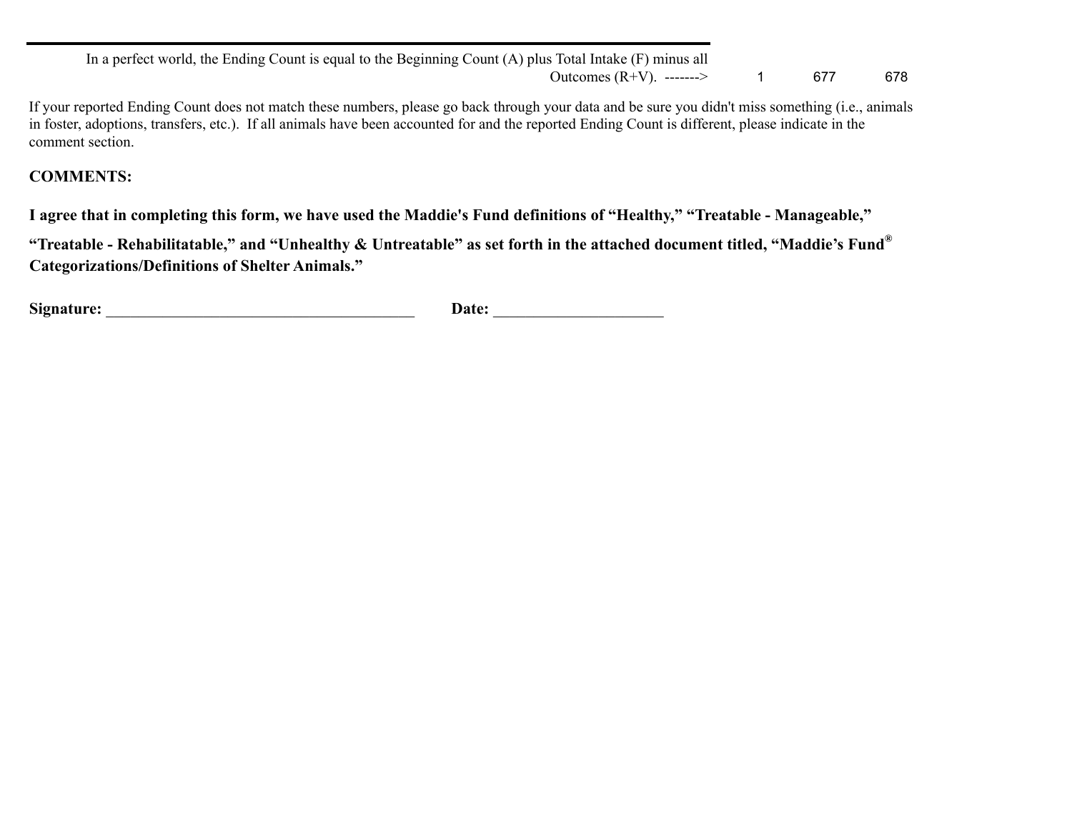---

In a perfect world, the Ending Count is equal to the Beginning Count (A) plus Total Intake (F) minus all Outcomes (R+V). -------> 1 677 678

If your reported Ending Count does not match these numbers, please go back through your data and be sure you didn't miss something (i.e., animals in foster, adoptions, transfers, etc.). If all animals have been accounted for and the reported Ending Count is different, please indicate in the comment section.

**COMMENTS:**

**I agree that in completing this form, we have used the Maddie's Fund definitions of “Healthy,” “Treatable - Manageable,” “Treatable - Rehabilitatable,” and “Unhealthy & Untreatable” as set forth in the attached document titled, “Maddie’s Fund® Categorizations/Definitions of Shelter Animals.”**

**Signature:** _______________________________________ **Date:** _____________________